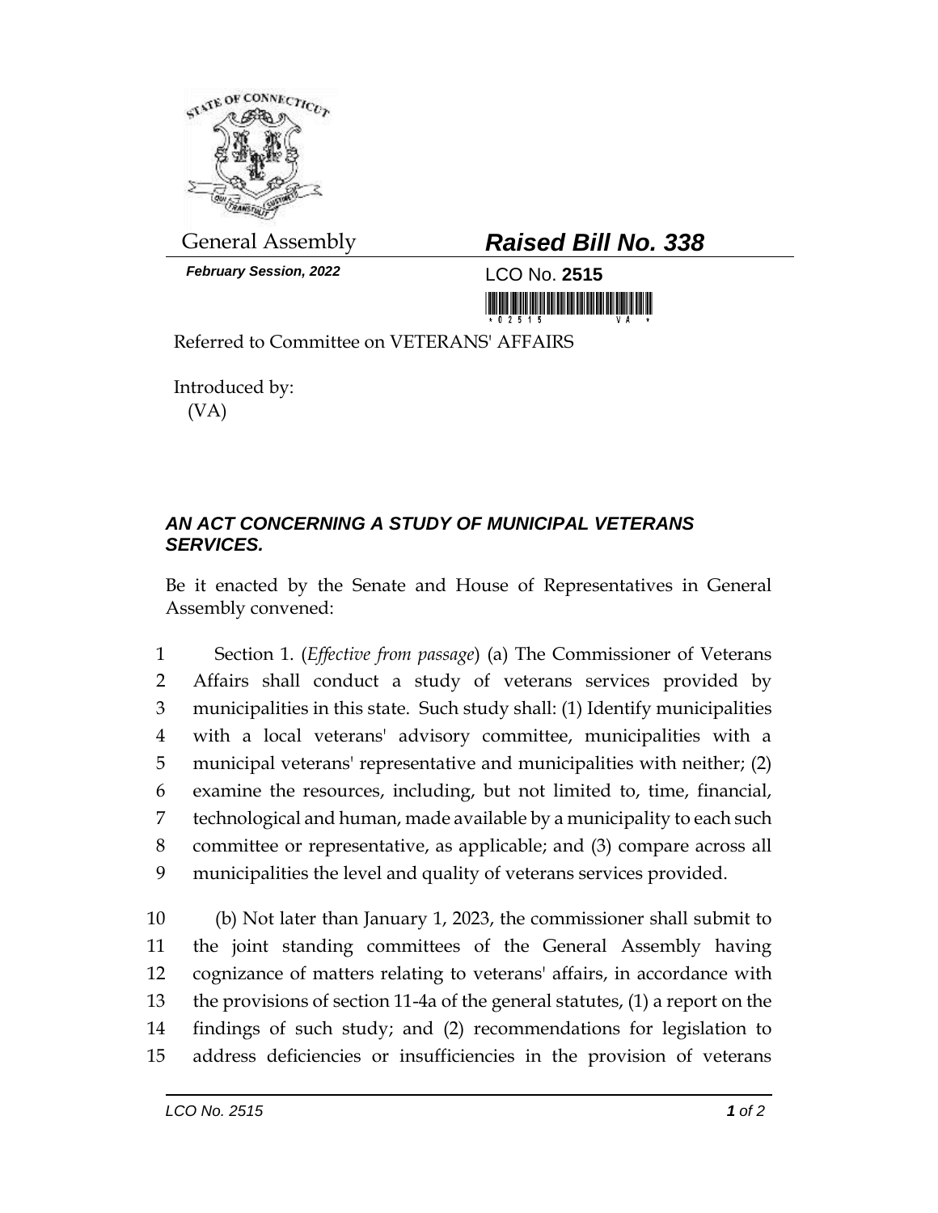General Assembly

**Raised Bill No. 338**

***February Session, 2022***

LCO No. **2515**

Referred to Committee on VETERANS' AFFAIRS

Introduced by:
(VA)

### *AN ACT CONCERNING A STUDY OF MUNICIPAL VETERANS SERVICES.*

Be it enacted by the Senate and House of Representatives in General Assembly convened:

1 Section 1. (*Effective from passage*) (a) The Commissioner of Veterans
2 Affairs shall conduct a study of veterans services provided by
3 municipalities in this state. Such study shall: (1) Identify municipalities
4 with a local veterans' advisory committee, municipalities with a
5 municipal veterans' representative and municipalities with neither; (2)
6 examine the resources, including, but not limited to, time, financial,
7 technological and human, made available by a municipality to each such
8 committee or representative, as applicable; and (3) compare across all
9 municipalities the level and quality of veterans services provided.

10 (b) Not later than January 1, 2023, the commissioner shall submit to
11 the joint standing committees of the General Assembly having
12 cognizance of matters relating to veterans' affairs, in accordance with
13 the provisions of section 11-4a of the general statutes, (1) a report on the
14 findings of such study; and (2) recommendations for legislation to
15 address deficiencies or insufficiencies in the provision of veterans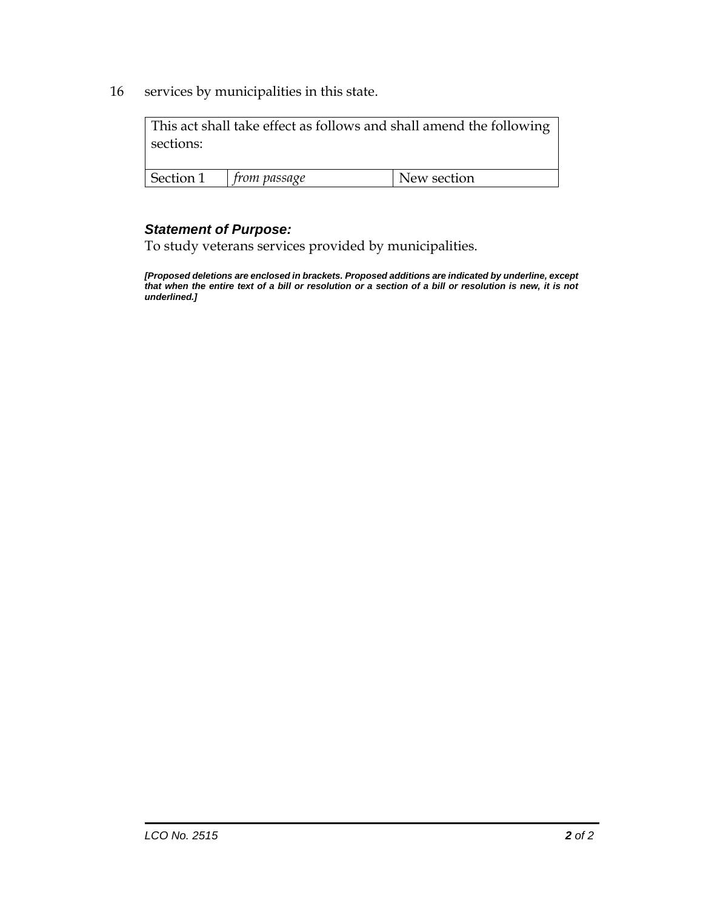16 services by municipalities in this state.

| This act shall take effect as follows and shall amend the following sections: | | |
|---|---|---|
| Section 1 | *from passage* | New section |

***Statement of Purpose:***

To study veterans services provided by municipalities.

***[Proposed deletions are enclosed in brackets. Proposed additions are indicated by underline, except that when the entire text of a bill or resolution or a section of a bill or resolution is new, it is not underlined.]***

*LCO No. 2515*